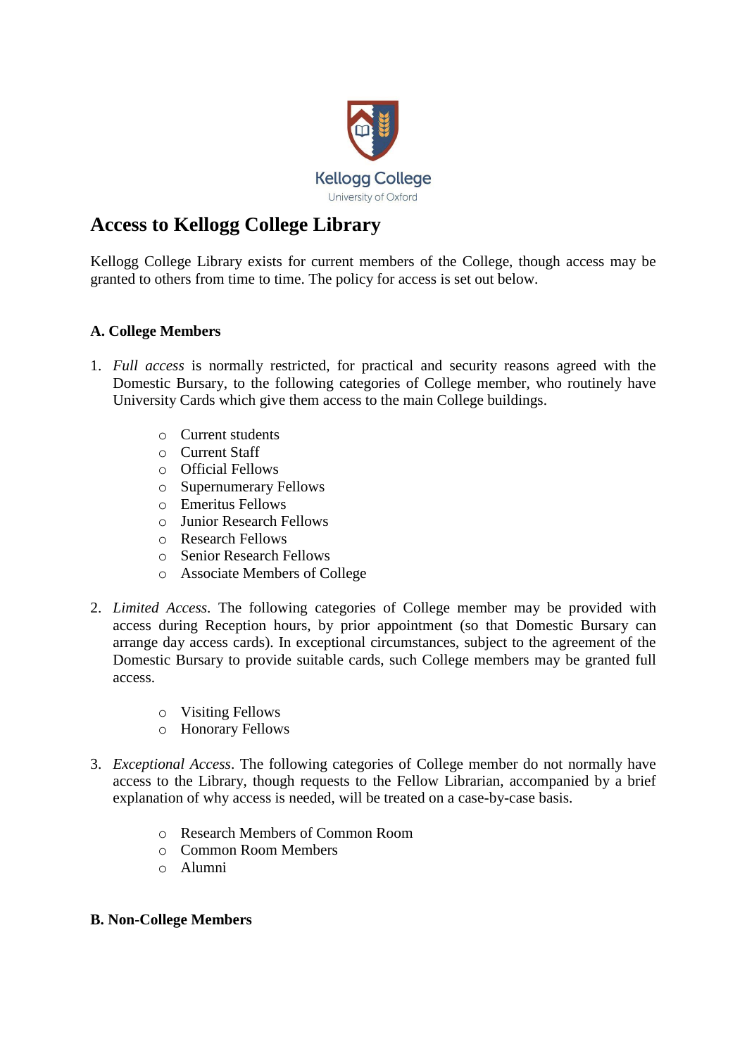Kellogg College
University of Oxford

# Access to Kellogg College Library

Kellogg College Library exists for current members of the College, though access may be granted to others from time to time. The policy for access is set out below.

### A. College Members

1. *Full access* is normally restricted, for practical and security reasons agreed with the Domestic Bursary, to the following categories of College member, who routinely have University Cards which give them access to the main College buildings.

    - Current students
    - Current Staff
    - Official Fellows
    - Supernumerary Fellows
    - Emeritus Fellows
    - Junior Research Fellows
    - Research Fellows
    - Senior Research Fellows
    - Associate Members of College

2. *Limited Access*. The following categories of College member may be provided with access during Reception hours, by prior appointment (so that Domestic Bursary can arrange day access cards). In exceptional circumstances, subject to the agreement of the Domestic Bursary to provide suitable cards, such College members may be granted full access.

    - Visiting Fellows
    - Honorary Fellows

3. *Exceptional Access*. The following categories of College member do not normally have access to the Library, though requests to the Fellow Librarian, accompanied by a brief explanation of why access is needed, will be treated on a case-by-case basis.

    - Research Members of Common Room
    - Common Room Members
    - Alumni

### B. Non-College Members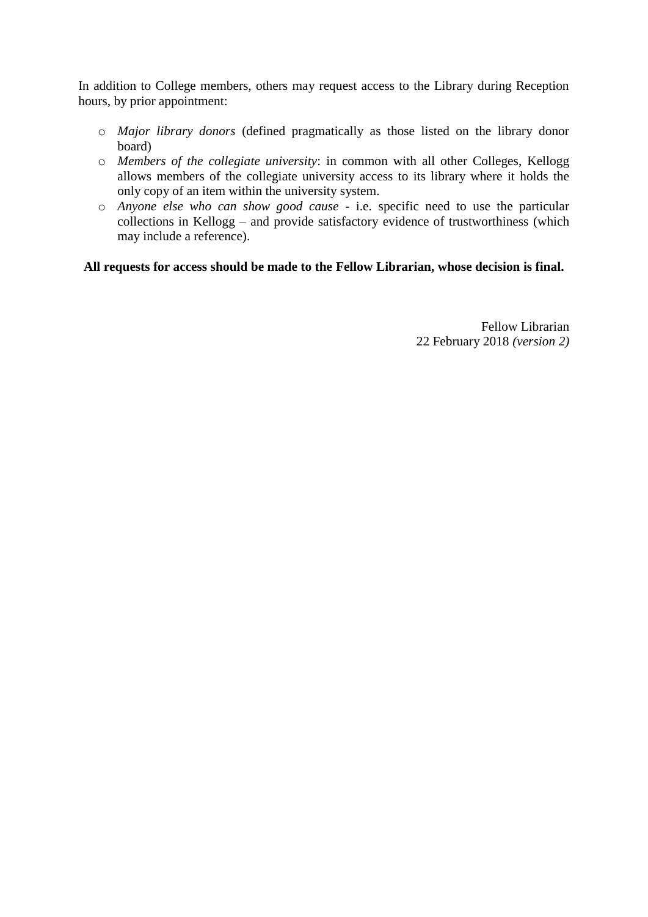In addition to College members, others may request access to the Library during Reception hours, by prior appointment:

- *Major library donors* (defined pragmatically as those listed on the library donor board)
- *Members of the collegiate university*: in common with all other Colleges, Kellogg allows members of the collegiate university access to its library where it holds the only copy of an item within the university system.
- *Anyone else who can show good cause* - i.e. specific need to use the particular collections in Kellogg – and provide satisfactory evidence of trustworthiness (which may include a reference).

**All requests for access should be made to the Fellow Librarian, whose decision is final.**

Fellow Librarian
22 February 2018 *(version 2)*